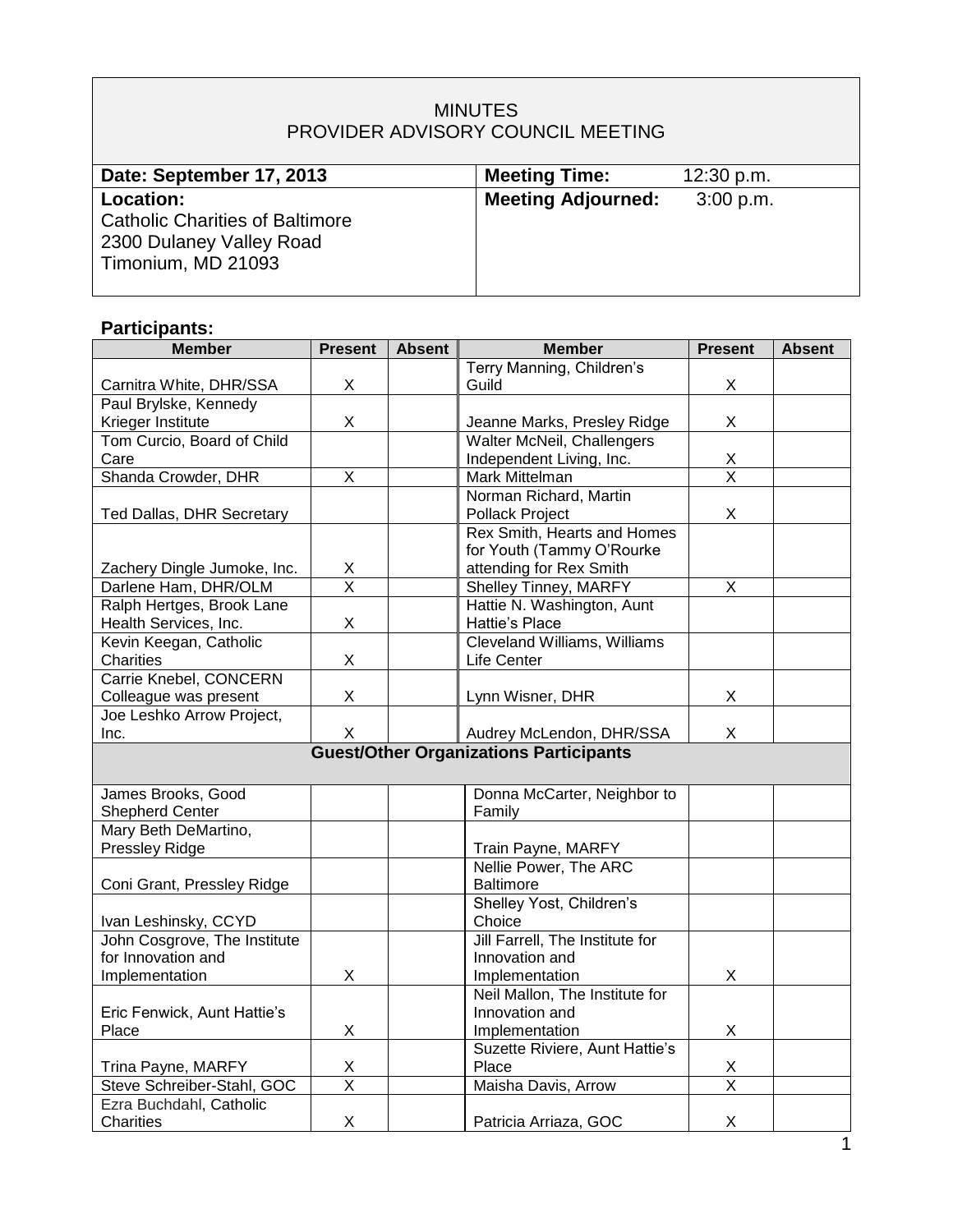# MINUTES
## PROVIDER ADVISORY COUNCIL MEETING

| **Date: September 17, 2013** | **Meeting Time:** 12:30 p.m. |
|---|---|
| **Location:** Catholic Charities of Baltimore 2300 Dulaney Valley Road Timonium, MD 21093 | **Meeting Adjourned:** 3:00 p.m. |

**Participants:**

| Member | Present | Absent | Member | Present | Absent |
|---|---|---|---|---|---|
| Carnitra White, DHR/SSA | X | | Terry Manning, Children's Guild | X | |
| Paul Brylske, Kennedy Krieger Institute | X | | Jeanne Marks, Presley Ridge | X | |
| Tom Curcio, Board of Child Care | | | Walter McNeil, Challengers Independent Living, Inc. | X | |
| Shanda Crowder, DHR | X | | Mark Mittelman | X | |
| Ted Dallas, DHR Secretary | | | Norman Richard, Martin Pollack Project | X | |
| Zachery Dingle Jumoke, Inc. | X | | Rex Smith, Hearts and Homes for Youth (Tammy O'Rourke attending for Rex Smith | | |
| Darlene Ham, DHR/OLM | X | | Shelley Tinney, MARFY | X | |
| Ralph Hertges, Brook Lane Health Services, Inc. | X | | Hattie N. Washington, Aunt Hattie's Place | | |
| Kevin Keegan, Catholic Charities | X | | Cleveland Williams, Williams Life Center | | |
| Carrie Knebel, CONCERN Colleague was present | X | | Lynn Wisner, DHR | X | |
| Joe Leshko Arrow Project, Inc. | X | | Audrey McLendon, DHR/SSA | X | |
| **Guest/Other Organizations Participants** | | | | | |
| James Brooks, Good Shepherd Center | | | Donna McCarter, Neighbor to Family | | |
| Mary Beth DeMartino, Pressley Ridge | | | Train Payne, MARFY | | |
| Coni Grant, Pressley Ridge | | | Nellie Power, The ARC Baltimore | | |
| Ivan Leshinsky, CCYD | | | Shelley Yost, Children's Choice | | |
| John Cosgrove, The Institute for Innovation and Implementation | X | | Jill Farrell, The Institute for Innovation and Implementation | X | |
| Eric Fenwick, Aunt Hattie's Place | X | | Neil Mallon, The Institute for Innovation and Implementation | X | |
| Trina Payne, MARFY | X | | Suzette Riviere, Aunt Hattie's Place | X | |
| Steve Schreiber-Stahl, GOC | X | | Maisha Davis, Arrow | X | |
| Ezra Buchdahl, Catholic Charities | X | | Patricia Arriaza, GOC | X | |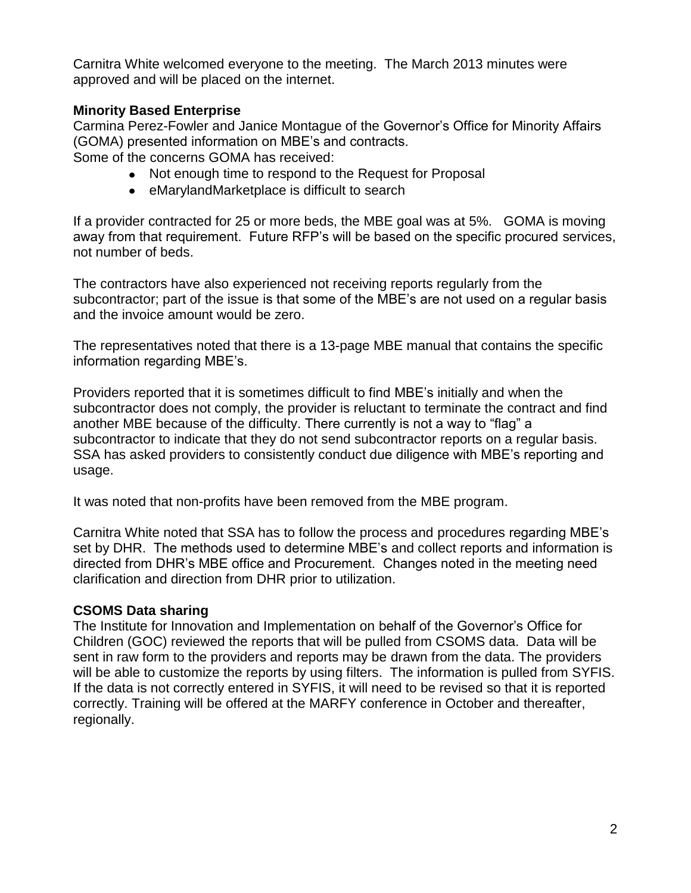Carnitra White welcomed everyone to the meeting. The March 2013 minutes were approved and will be placed on the internet.

**Minority Based Enterprise**

Carmina Perez-Fowler and Janice Montague of the Governor's Office for Minority Affairs (GOMA) presented information on MBE's and contracts.
Some of the concerns GOMA has received:

- Not enough time to respond to the Request for Proposal
- eMarylandMarketplace is difficult to search

If a provider contracted for 25 or more beds, the MBE goal was at 5%. GOMA is moving away from that requirement. Future RFP's will be based on the specific procured services, not number of beds.

The contractors have also experienced not receiving reports regularly from the subcontractor; part of the issue is that some of the MBE's are not used on a regular basis and the invoice amount would be zero.

The representatives noted that there is a 13-page MBE manual that contains the specific information regarding MBE's.

Providers reported that it is sometimes difficult to find MBE's initially and when the subcontractor does not comply, the provider is reluctant to terminate the contract and find another MBE because of the difficulty. There currently is not a way to "flag" a subcontractor to indicate that they do not send subcontractor reports on a regular basis. SSA has asked providers to consistently conduct due diligence with MBE's reporting and usage.

It was noted that non-profits have been removed from the MBE program.

Carnitra White noted that SSA has to follow the process and procedures regarding MBE's set by DHR. The methods used to determine MBE's and collect reports and information is directed from DHR's MBE office and Procurement. Changes noted in the meeting need clarification and direction from DHR prior to utilization.

**CSOMS Data sharing**

The Institute for Innovation and Implementation on behalf of the Governor's Office for Children (GOC) reviewed the reports that will be pulled from CSOMS data. Data will be sent in raw form to the providers and reports may be drawn from the data. The providers will be able to customize the reports by using filters. The information is pulled from SYFIS. If the data is not correctly entered in SYFIS, it will need to be revised so that it is reported correctly. Training will be offered at the MARFY conference in October and thereafter, regionally.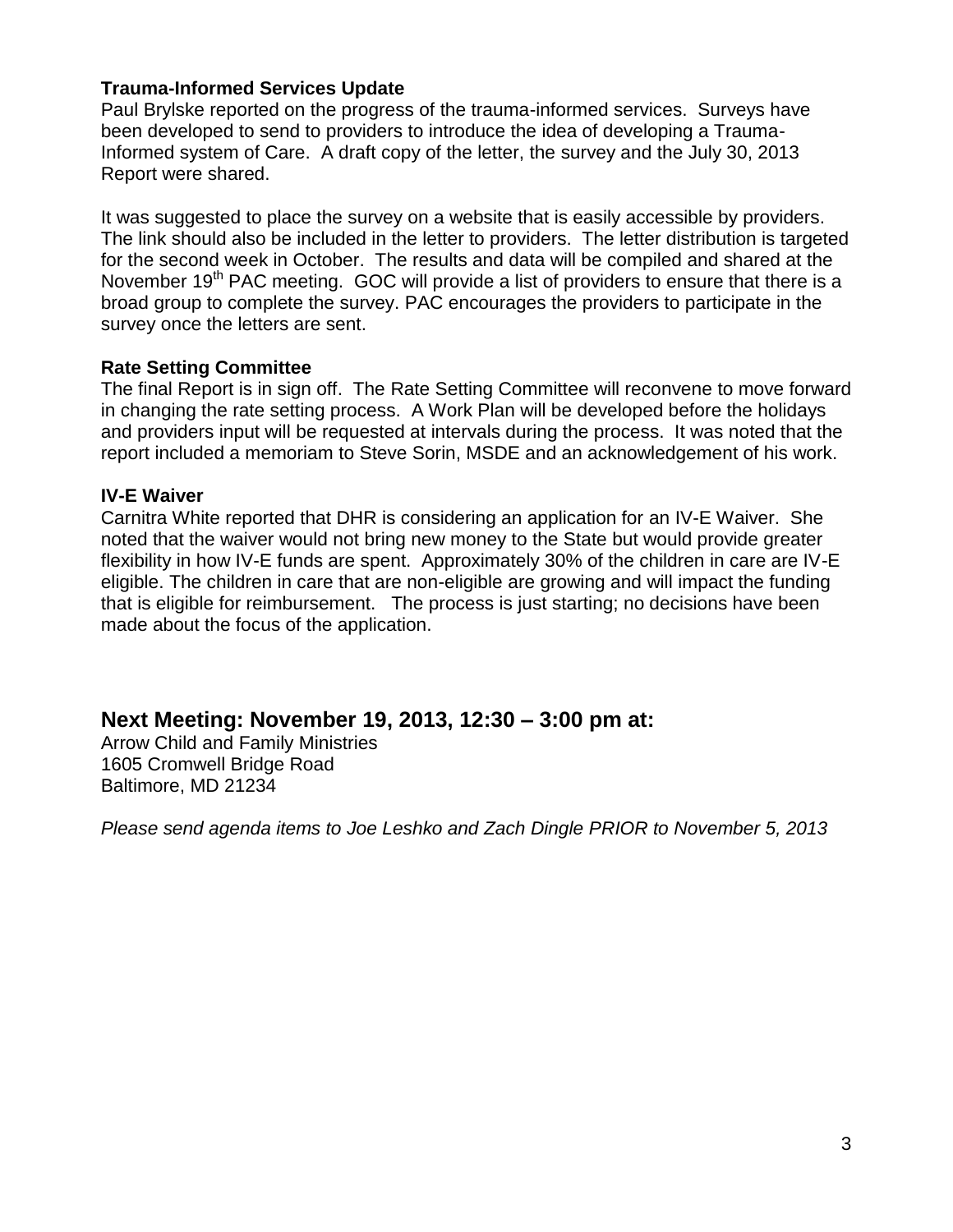**Trauma-Informed Services Update**

Paul Brylske reported on the progress of the trauma-informed services. Surveys have been developed to send to providers to introduce the idea of developing a Trauma-Informed system of Care. A draft copy of the letter, the survey and the July 30, 2013 Report were shared.

It was suggested to place the survey on a website that is easily accessible by providers. The link should also be included in the letter to providers. The letter distribution is targeted for the second week in October. The results and data will be compiled and shared at the November 19th PAC meeting. GOC will provide a list of providers to ensure that there is a broad group to complete the survey. PAC encourages the providers to participate in the survey once the letters are sent.

**Rate Setting Committee**

The final Report is in sign off. The Rate Setting Committee will reconvene to move forward in changing the rate setting process. A Work Plan will be developed before the holidays and providers input will be requested at intervals during the process. It was noted that the report included a memoriam to Steve Sorin, MSDE and an acknowledgement of his work.

**IV-E Waiver**

Carnitra White reported that DHR is considering an application for an IV-E Waiver. She noted that the waiver would not bring new money to the State but would provide greater flexibility in how IV-E funds are spent. Approximately 30% of the children in care are IV-E eligible. The children in care that are non-eligible are growing and will impact the funding that is eligible for reimbursement. The process is just starting; no decisions have been made about the focus of the application.

## Next Meeting: November 19, 2013, 12:30 – 3:00 pm at:

Arrow Child and Family Ministries
1605 Cromwell Bridge Road
Baltimore, MD 21234

*Please send agenda items to Joe Leshko and Zach Dingle PRIOR to November 5, 2013*